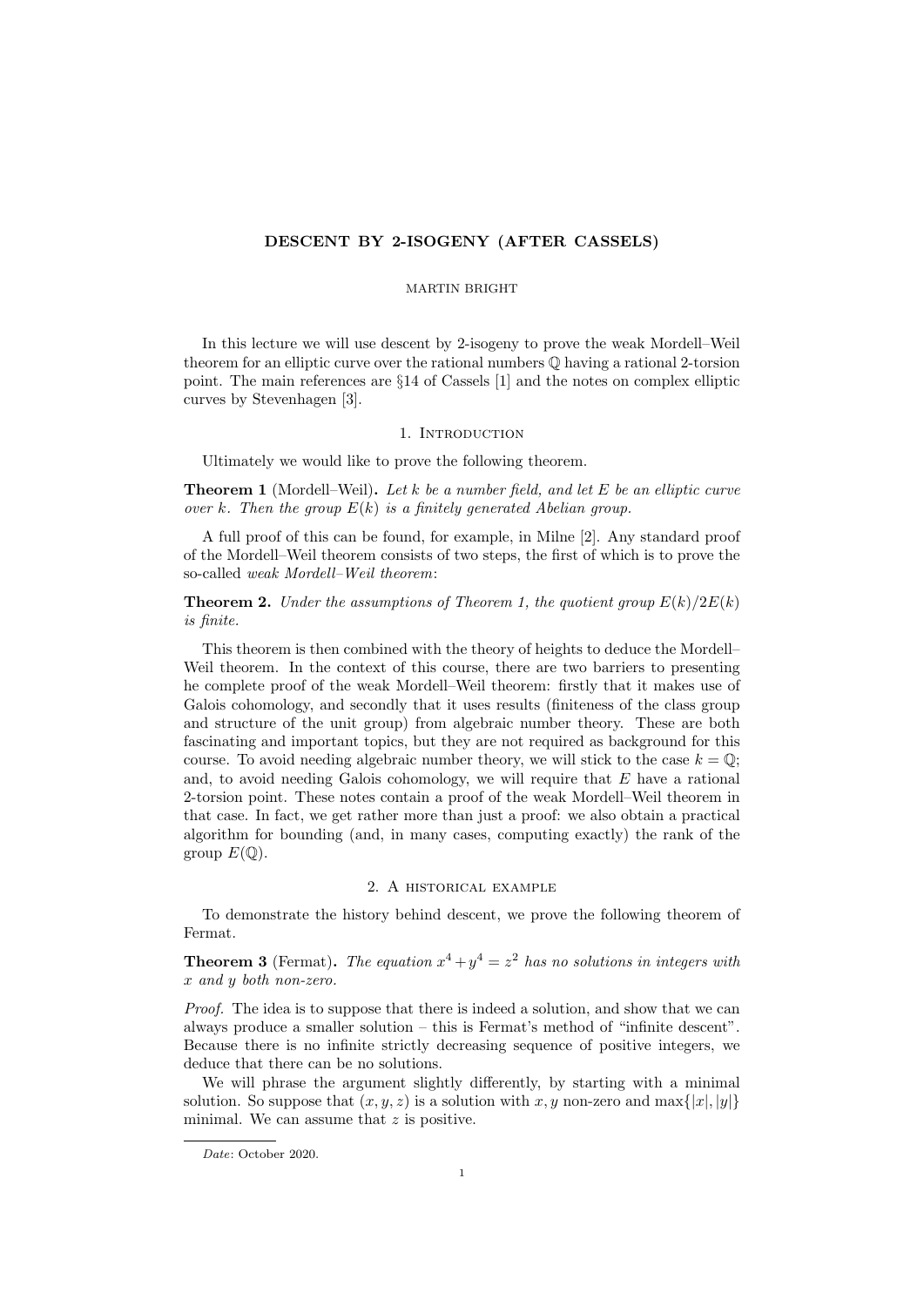# DESCENT BY 2-ISOGENY (AFTER CASSELS)

MARTIN BRIGHT

In this lecture we will use descent by 2-isogeny to prove the weak Mordell–Weil theorem for an elliptic curve over the rational numbers $\mathbb{Q}$ having a rational 2-torsion point. The main references are §14 of Cassels [1] and the notes on complex elliptic curves by Stevenhagen [3].

## 1. Introduction

Ultimately we would like to prove the following theorem.

**Theorem 1** (Mordell–Weil)**.** *Let $k$ be a number field, and let $E$ be an elliptic curve over $k$. Then the group $E(k)$ is a finitely generated Abelian group.*

A full proof of this can be found, for example, in Milne [2]. Any standard proof of the Mordell–Weil theorem consists of two steps, the first of which is to prove the so-called *weak Mordell–Weil theorem*:

**Theorem 2.** *Under the assumptions of Theorem 1, the quotient group $E(k)/2E(k)$ is finite.*

This theorem is then combined with the theory of heights to deduce the Mordell–Weil theorem. In the context of this course, there are two barriers to presenting he complete proof of the weak Mordell–Weil theorem: firstly that it makes use of Galois cohomology, and secondly that it uses results (finiteness of the class group and structure of the unit group) from algebraic number theory. These are both fascinating and important topics, but they are not required as background for this course. To avoid needing algebraic number theory, we will stick to the case $k = \mathbb{Q}$; and, to avoid needing Galois cohomology, we will require that $E$ have a rational 2-torsion point. These notes contain a proof of the weak Mordell–Weil theorem in that case. In fact, we get rather more than just a proof: we also obtain a practical algorithm for bounding (and, in many cases, computing exactly) the rank of the group $E(\mathbb{Q})$.

## 2. A historical example

To demonstrate the history behind descent, we prove the following theorem of Fermat.

**Theorem 3** (Fermat)**.** *The equation $x^4 + y^4 = z^2$ has no solutions in integers with $x$ and $y$ both non-zero.*

*Proof.* The idea is to suppose that there is indeed a solution, and show that we can always produce a smaller solution – this is Fermat's method of "infinite descent". Because there is no infinite strictly decreasing sequence of positive integers, we deduce that there can be no solutions.

We will phrase the argument slightly differently, by starting with a minimal solution. So suppose that $(x, y, z)$ is a solution with $x, y$ non-zero and $\max\{|x|, |y|\}$ minimal. We can assume that $z$ is positive.

*Date*: October 2020.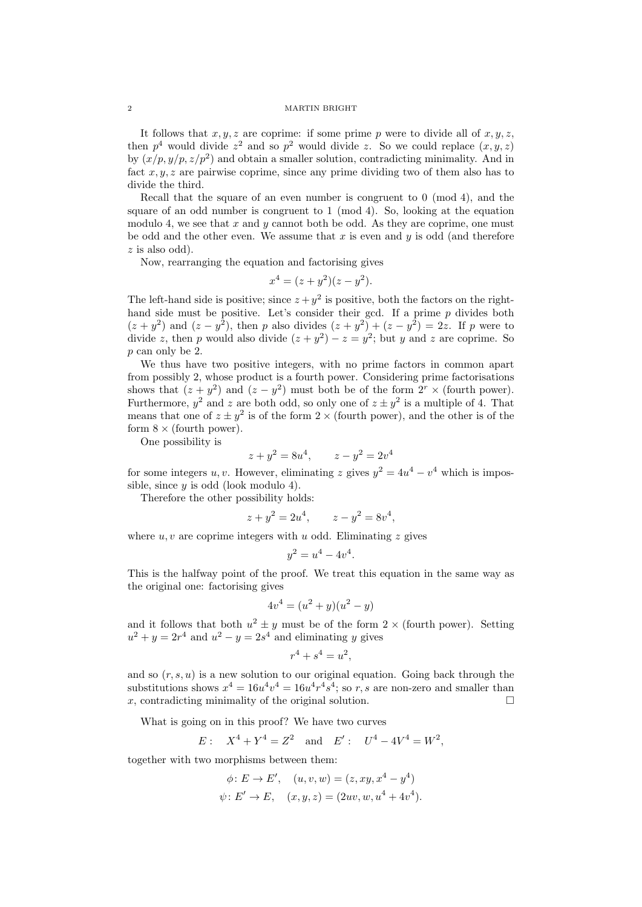It follows that $x, y, z$ are coprime: if some prime $p$ were to divide all of $x, y, z$, then $p^4$ would divide $z^2$ and so $p^2$ would divide $z$. So we could replace $(x, y, z)$ by $(x/p, y/p, z/p^2)$ and obtain a smaller solution, contradicting minimality. And in fact $x, y, z$ are pairwise coprime, since any prime dividing two of them also has to divide the third.

Recall that the square of an even number is congruent to 0 (mod 4), and the square of an odd number is congruent to 1 (mod 4). So, looking at the equation modulo 4, we see that $x$ and $y$ cannot both be odd. As they are coprime, one must be odd and the other even. We assume that $x$ is even and $y$ is odd (and therefore $z$ is also odd).

Now, rearranging the equation and factorising gives

$$x^4 = (z + y^2)(z - y^2).$$

The left-hand side is positive; since $z + y^2$ is positive, both the factors on the right-hand side must be positive. Let's consider their gcd. If a prime $p$ divides both $(z + y^2)$ and $(z - y^2)$, then $p$ also divides $(z + y^2) + (z - y^2) = 2z$. If $p$ were to divide $z$, then $p$ would also divide $(z + y^2) - z = y^2$; but $y$ and $z$ are coprime. So $p$ can only be 2.

We thus have two positive integers, with no prime factors in common apart from possibly 2, whose product is a fourth power. Considering prime factorisations shows that $(z + y^2)$ and $(z - y^2)$ must both be of the form $2^r \times$ (fourth power). Furthermore, $y^2$ and $z$ are both odd, so only one of $z \pm y^2$ is a multiple of 4. That means that one of $z \pm y^2$ is of the form $2 \times$ (fourth power), and the other is of the form $8 \times$ (fourth power).

One possibility is

$$z + y^2 = 8u^4, \qquad z - y^2 = 2v^4$$

for some integers $u, v$. However, eliminating $z$ gives $y^2 = 4u^4 - v^4$ which is impossible, since $y$ is odd (look modulo 4).

Therefore the other possibility holds:

$$z + y^2 = 2u^4, \qquad z - y^2 = 8v^4,$$

where $u, v$ are coprime integers with $u$ odd. Eliminating $z$ gives

$$y^2 = u^4 - 4v^4.$$

This is the halfway point of the proof. We treat this equation in the same way as the original one: factorising gives

$$4v^4 = (u^2 + y)(u^2 - y)$$

and it follows that both $u^2 \pm y$ must be of the form $2 \times$ (fourth power). Setting $u^2 + y = 2r^4$ and $u^2 - y = 2s^4$ and eliminating $y$ gives

$$r^4 + s^4 = u^2,$$

and so $(r, s, u)$ is a new solution to our original equation. Going back through the substitutions shows $x^4 = 16u^4v^4 = 16u^4r^4s^4$; so $r, s$ are non-zero and smaller than $x$, contradicting minimality of the original solution. $\square$

What is going on in this proof? We have two curves

$$E: \quad X^4 + Y^4 = Z^2 \quad \text{and} \quad E': \quad U^4 - 4V^4 = W^2,$$

together with two morphisms between them:

$$\phi \colon E \to E', \quad (u, v, w) = (z, xy, x^4 - y^4)$$
$$\psi \colon E' \to E, \quad (x, y, z) = (2uv, w, u^4 + 4v^4).$$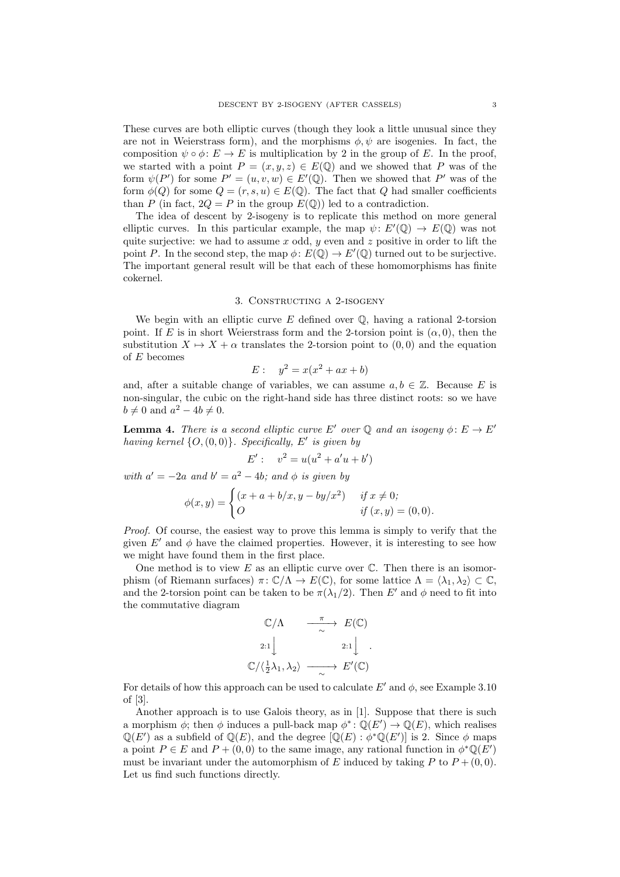These curves are both elliptic curves (though they look a little unusual since they are not in Weierstrass form), and the morphisms $\phi, \psi$ are isogenies. In fact, the composition $\psi \circ \phi \colon E \to E$ is multiplication by 2 in the group of $E$. In the proof, we started with a point $P = (x, y, z) \in E(\mathbb{Q})$ and we showed that $P$ was of the form $\psi(P')$ for some $P' = (u, v, w) \in E'(\mathbb{Q})$. Then we showed that $P'$ was of the form $\phi(Q)$ for some $Q = (r, s, u) \in E(\mathbb{Q})$. The fact that $Q$ had smaller coefficients than $P$ (in fact, $2Q = P$ in the group $E(\mathbb{Q})$) led to a contradiction.

The idea of descent by 2-isogeny is to replicate this method on more general elliptic curves. In this particular example, the map $\psi \colon E'(\mathbb{Q}) \to E(\mathbb{Q})$ was not quite surjective: we had to assume $x$ odd, $y$ even and $z$ positive in order to lift the point $P$. In the second step, the map $\phi \colon E(\mathbb{Q}) \to E'(\mathbb{Q})$ turned out to be surjective. The important general result will be that each of these homomorphisms has finite cokernel.

## 3. Constructing a 2-isogeny

We begin with an elliptic curve $E$ defined over $\mathbb{Q}$, having a rational 2-torsion point. If $E$ is in short Weierstrass form and the 2-torsion point is $(\alpha, 0)$, then the substitution $X \mapsto X + \alpha$ translates the 2-torsion point to $(0, 0)$ and the equation of $E$ becomes

$$E: \quad y^2 = x(x^2 + ax + b)$$

and, after a suitable change of variables, we can assume $a, b \in \mathbb{Z}$. Because $E$ is non-singular, the cubic on the right-hand side has three distinct roots: so we have $b \neq 0$ and $a^2 - 4b \neq 0$.

**Lemma 4.** *There is a second elliptic curve $E'$ over $\mathbb{Q}$ and an isogeny $\phi \colon E \to E'$ having kernel $\{O, (0,0)\}$. Specifically, $E'$ is given by*

$$E': \quad v^2 = u(u^2 + a'u + b')$$

*with $a' = -2a$ and $b' = a^2 - 4b$; and $\phi$ is given by*

$$\phi(x, y) = \begin{cases} (x + a + b/x,\, y - by/x^2) & \text{if } x \neq 0; \\ O & \text{if } (x, y) = (0, 0). \end{cases}$$

*Proof.* Of course, the easiest way to prove this lemma is simply to verify that the given $E'$ and $\phi$ have the claimed properties. However, it is interesting to see how we might have found them in the first place.

One method is to view $E$ as an elliptic curve over $\mathbb{C}$. Then there is an isomorphism (of Riemann surfaces) $\pi \colon \mathbb{C}/\Lambda \to E(\mathbb{C})$, for some lattice $\Lambda = \langle \lambda_1, \lambda_2 \rangle \subset \mathbb{C}$, and the 2-torsion point can be taken to be $\pi(\lambda_1/2)$. Then $E'$ and $\phi$ need to fit into the commutative diagram

$$\begin{array}{ccc} \mathbb{C}/\Lambda & \xrightarrow[\sim]{\pi} & E(\mathbb{C}) \\ {\scriptstyle 2:1}\downarrow & & {\scriptstyle 2:1}\downarrow \\ \mathbb{C}/\langle \frac{1}{2}\lambda_1, \lambda_2 \rangle & \xrightarrow[\sim]{} & E'(\mathbb{C}) \end{array}.$$

For details of how this approach can be used to calculate $E'$ and $\phi$, see Example 3.10 of [3].

Another approach is to use Galois theory, as in [1]. Suppose that there is such a morphism $\phi$; then $\phi$ induces a pull-back map $\phi^* \colon \mathbb{Q}(E') \to \mathbb{Q}(E)$, which realises $\mathbb{Q}(E')$ as a subfield of $\mathbb{Q}(E)$, and the degree $[\mathbb{Q}(E) : \phi^*\mathbb{Q}(E')]$ is 2. Since $\phi$ maps a point $P \in E$ and $P + (0,0)$ to the same image, any rational function in $\phi^*\mathbb{Q}(E')$ must be invariant under the automorphism of $E$ induced by taking $P$ to $P + (0, 0)$. Let us find such functions directly.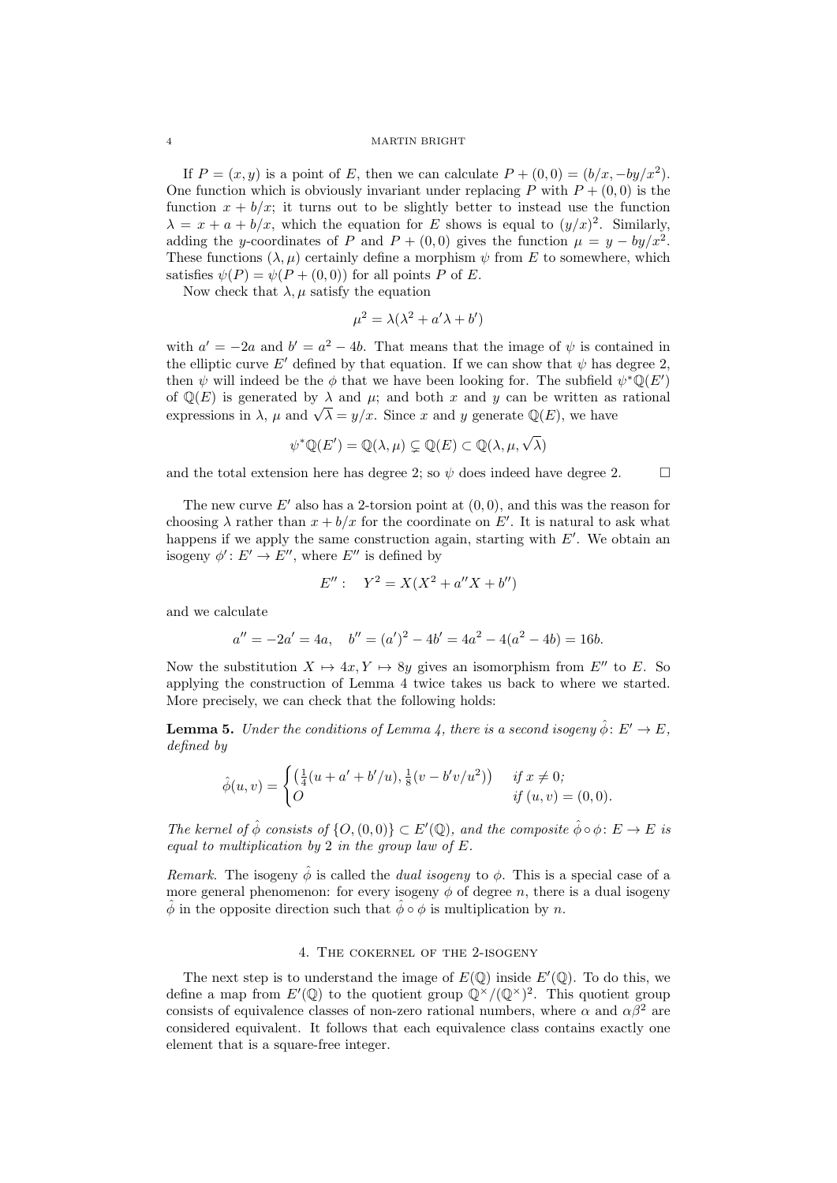If $P = (x, y)$ is a point of $E$, then we can calculate $P + (0, 0) = (b/x, -by/x^2)$. One function which is obviously invariant under replacing $P$ with $P + (0, 0)$ is the function $x + b/x$; it turns out to be slightly better to instead use the function $\lambda = x + a + b/x$, which the equation for $E$ shows is equal to $(y/x)^2$. Similarly, adding the $y$-coordinates of $P$ and $P + (0, 0)$ gives the function $\mu = y - by/x^2$. These functions $(\lambda, \mu)$ certainly define a morphism $\psi$ from $E$ to somewhere, which satisfies $\psi(P) = \psi(P + (0, 0))$ for all points $P$ of $E$.

Now check that $\lambda, \mu$ satisfy the equation

$$\mu^2 = \lambda(\lambda^2 + a'\lambda + b')$$

with $a' = -2a$ and $b' = a^2 - 4b$. That means that the image of $\psi$ is contained in the elliptic curve $E'$ defined by that equation. If we can show that $\psi$ has degree 2, then $\psi$ will indeed be the $\phi$ that we have been looking for. The subfield $\psi^*\mathbb{Q}(E')$ of $\mathbb{Q}(E)$ is generated by $\lambda$ and $\mu$; and both $x$ and $y$ can be written as rational expressions in $\lambda$, $\mu$ and $\sqrt{\lambda} = y/x$. Since $x$ and $y$ generate $\mathbb{Q}(E)$, we have

$$\psi^*\mathbb{Q}(E') = \mathbb{Q}(\lambda, \mu) \subsetneq \mathbb{Q}(E) \subset \mathbb{Q}(\lambda, \mu, \sqrt{\lambda})$$

and the total extension here has degree 2; so $\psi$ does indeed have degree 2. □

The new curve $E'$ also has a 2-torsion point at $(0, 0)$, and this was the reason for choosing $\lambda$ rather than $x + b/x$ for the coordinate on $E'$. It is natural to ask what happens if we apply the same construction again, starting with $E'$. We obtain an isogeny $\phi' \colon E' \to E''$, where $E''$ is defined by

$$E'' : \quad Y^2 = X(X^2 + a''X + b'')$$

and we calculate

$$a'' = -2a' = 4a, \quad b'' = (a')^2 - 4b' = 4a^2 - 4(a^2 - 4b) = 16b.$$

Now the substitution $X \mapsto 4x, Y \mapsto 8y$ gives an isomorphism from $E''$ to $E$. So applying the construction of Lemma 4 twice takes us back to where we started. More precisely, we can check that the following holds:

**Lemma 5.** *Under the conditions of Lemma 4, there is a second isogeny $\hat{\phi} \colon E' \to E$, defined by*

$$\hat{\phi}(u, v) = \begin{cases} \left(\frac{1}{4}(u + a' + b'/u), \frac{1}{8}(v - b'v/u^2)\right) & \text{if } x \neq 0; \\ O & \text{if } (u, v) = (0, 0). \end{cases}$$

*The kernel of $\hat{\phi}$ consists of $\{O, (0, 0)\} \subset E'(\mathbb{Q})$, and the composite $\hat{\phi} \circ \phi \colon E \to E$ is equal to multiplication by 2 in the group law of $E$.*

*Remark.* The isogeny $\hat{\phi}$ is called the *dual isogeny* to $\phi$. This is a special case of a more general phenomenon: for every isogeny $\phi$ of degree $n$, there is a dual isogeny $\hat{\phi}$ in the opposite direction such that $\hat{\phi} \circ \phi$ is multiplication by $n$.

## 4. The cokernel of the 2-isogeny

The next step is to understand the image of $E(\mathbb{Q})$ inside $E'(\mathbb{Q})$. To do this, we define a map from $E'(\mathbb{Q})$ to the quotient group $\mathbb{Q}^\times/(\mathbb{Q}^\times)^2$. This quotient group consists of equivalence classes of non-zero rational numbers, where $\alpha$ and $\alpha\beta^2$ are considered equivalent. It follows that each equivalence class contains exactly one element that is a square-free integer.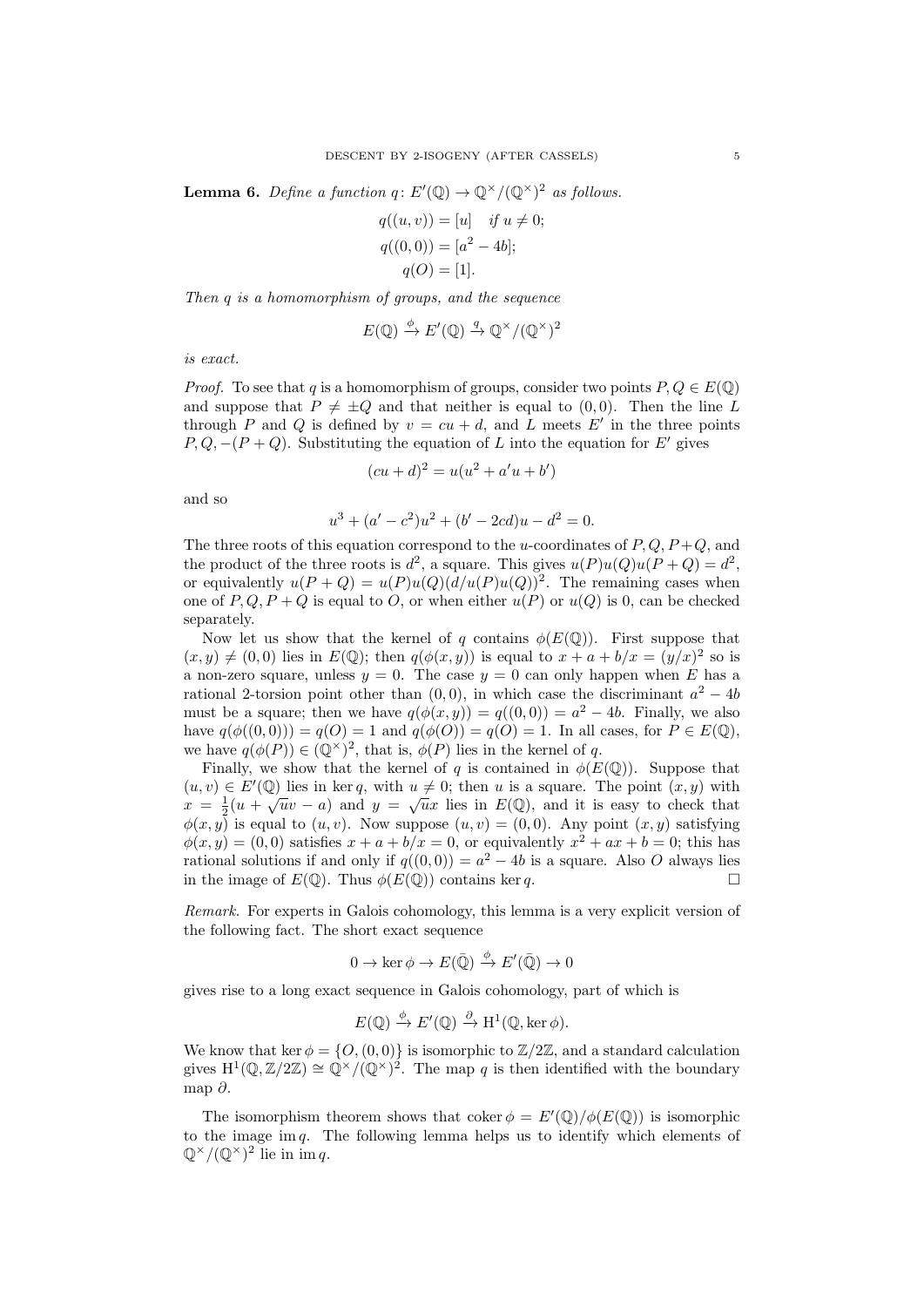**Lemma 6.** *Define a function $q\colon E'(\mathbb{Q}) \to \mathbb{Q}^\times/(\mathbb{Q}^\times)^2$ as follows.*

$$q((u,v)) = [u] \quad \text{if } u \neq 0;$$
$$q((0,0)) = [a^2 - 4b];$$
$$q(O) = [1].$$

*Then $q$ is a homomorphism of groups, and the sequence*

$$E(\mathbb{Q}) \xrightarrow{\phi} E'(\mathbb{Q}) \xrightarrow{q} \mathbb{Q}^\times/(\mathbb{Q}^\times)^2$$

*is exact.*

*Proof.* To see that $q$ is a homomorphism of groups, consider two points $P, Q \in E(\mathbb{Q})$ and suppose that $P \neq \pm Q$ and that neither is equal to $(0,0)$. Then the line $L$ through $P$ and $Q$ is defined by $v = cu + d$, and $L$ meets $E'$ in the three points $P, Q, -(P+Q)$. Substituting the equation of $L$ into the equation for $E'$ gives

$$(cu + d)^2 = u(u^2 + a'u + b')$$

and so

$$u^3 + (a' - c^2)u^2 + (b' - 2cd)u - d^2 = 0.$$

The three roots of this equation correspond to the $u$-coordinates of $P, Q, P+Q$, and the product of the three roots is $d^2$, a square. This gives $u(P)u(Q)u(P+Q) = d^2$, or equivalently $u(P+Q) = u(P)u(Q)(d/u(P)u(Q))^2$. The remaining cases when one of $P, Q, P+Q$ is equal to $O$, or when either $u(P)$ or $u(Q)$ is 0, can be checked separately.

Now let us show that the kernel of $q$ contains $\phi(E(\mathbb{Q}))$. First suppose that $(x,y) \neq (0,0)$ lies in $E(\mathbb{Q})$; then $q(\phi(x,y))$ is equal to $x + a + b/x = (y/x)^2$ so is a non-zero square, unless $y = 0$. The case $y = 0$ can only happen when $E$ has a rational 2-torsion point other than $(0,0)$, in which case the discriminant $a^2 - 4b$ must be a square; then we have $q(\phi(x,y)) = q((0,0)) = a^2 - 4b$. Finally, we also have $q(\phi((0,0))) = q(O) = 1$ and $q(\phi(O)) = q(O) = 1$. In all cases, for $P \in E(\mathbb{Q})$, we have $q(\phi(P)) \in (\mathbb{Q}^\times)^2$, that is, $\phi(P)$ lies in the kernel of $q$.

Finally, we show that the kernel of $q$ is contained in $\phi(E(\mathbb{Q}))$. Suppose that $(u,v) \in E'(\mathbb{Q})$ lies in $\ker q$, with $u \neq 0$; then $u$ is a square. The point $(x,y)$ with $x = \frac{1}{2}(u + \sqrt{u}v - a)$ and $y = \sqrt{u}x$ lies in $E(\mathbb{Q})$, and it is easy to check that $\phi(x,y)$ is equal to $(u,v)$. Now suppose $(u,v) = (0,0)$. Any point $(x,y)$ satisfying $\phi(x,y) = (0,0)$ satisfies $x + a + b/x = 0$, or equivalently $x^2 + ax + b = 0$; this has rational solutions if and only if $q((0,0)) = a^2 - 4b$ is a square. Also $O$ always lies in the image of $E(\mathbb{Q})$. Thus $\phi(E(\mathbb{Q}))$ contains $\ker q$. $\square$

*Remark.* For experts in Galois cohomology, this lemma is a very explicit version of the following fact. The short exact sequence

$$0 \to \ker\phi \to E(\bar{\mathbb{Q}}) \xrightarrow{\phi} E'(\bar{\mathbb{Q}}) \to 0$$

gives rise to a long exact sequence in Galois cohomology, part of which is

$$E(\mathbb{Q}) \xrightarrow{\phi} E'(\mathbb{Q}) \xrightarrow{\partial} \mathrm{H}^1(\mathbb{Q}, \ker\phi).$$

We know that $\ker\phi = \{O, (0,0)\}$ is isomorphic to $\mathbb{Z}/2\mathbb{Z}$, and a standard calculation gives $\mathrm{H}^1(\mathbb{Q}, \mathbb{Z}/2\mathbb{Z}) \cong \mathbb{Q}^\times/(\mathbb{Q}^\times)^2$. The map $q$ is then identified with the boundary map $\partial$.

The isomorphism theorem shows that $\operatorname{coker}\phi = E'(\mathbb{Q})/\phi(E(\mathbb{Q}))$ is isomorphic to the image $\operatorname{im} q$. The following lemma helps us to identify which elements of $\mathbb{Q}^\times/(\mathbb{Q}^\times)^2$ lie in $\operatorname{im} q$.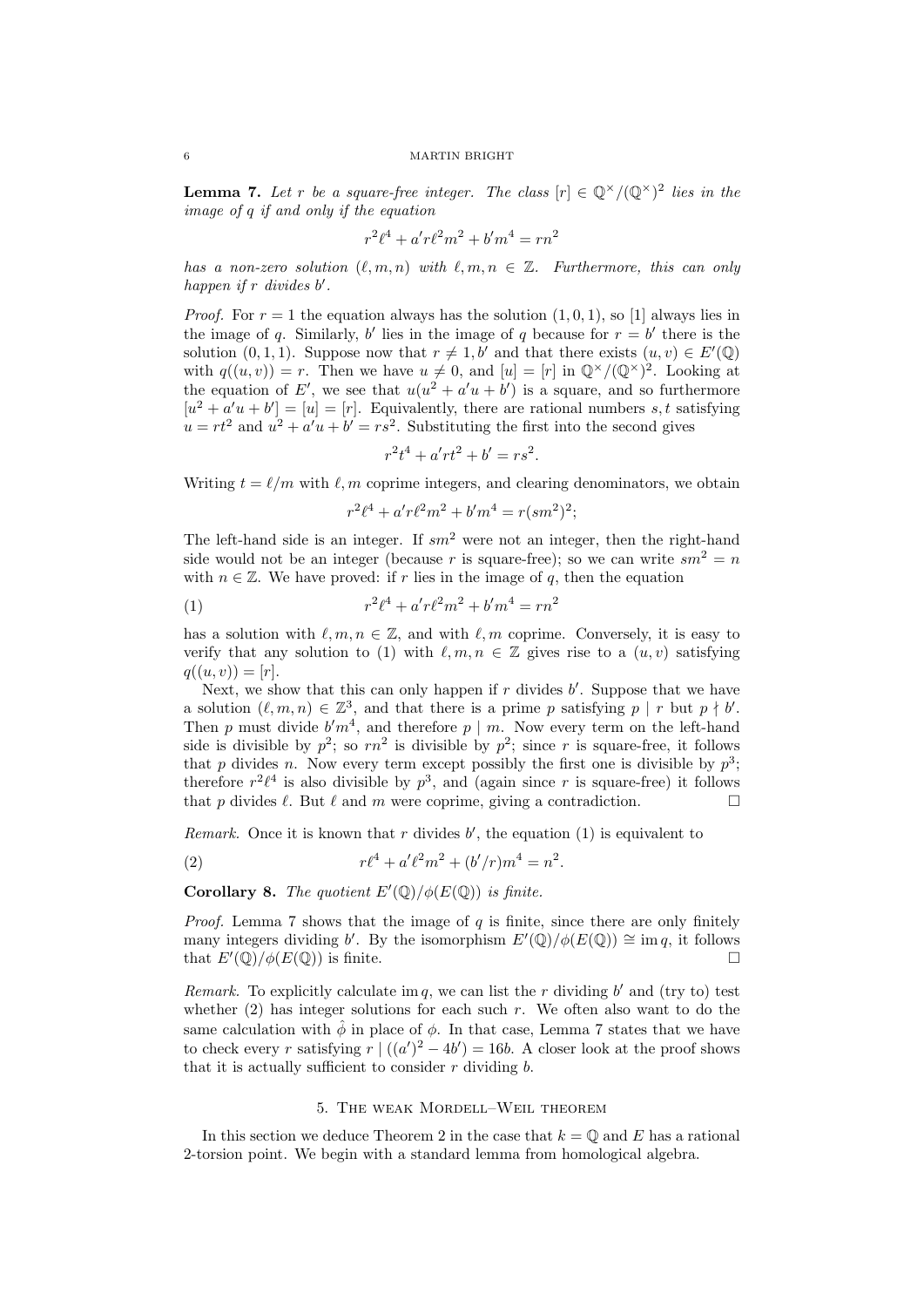**Lemma 7.** *Let $r$ be a square-free integer. The class $[r] \in \mathbb{Q}^\times/(\mathbb{Q}^\times)^2$ lies in the image of $q$ if and only if the equation*

$$r^2\ell^4 + a'r\ell^2m^2 + b'm^4 = rn^2$$

*has a non-zero solution $(\ell, m, n)$ with $\ell, m, n \in \mathbb{Z}$. Furthermore, this can only happen if $r$ divides $b'$.*

*Proof.* For $r = 1$ the equation always has the solution $(1, 0, 1)$, so $[1]$ always lies in the image of $q$. Similarly, $b'$ lies in the image of $q$ because for $r = b'$ there is the solution $(0, 1, 1)$. Suppose now that $r \neq 1, b'$ and that there exists $(u, v) \in E'(\mathbb{Q})$ with $q((u, v)) = r$. Then we have $u \neq 0$, and $[u] = [r]$ in $\mathbb{Q}^\times/(\mathbb{Q}^\times)^2$. Looking at the equation of $E'$, we see that $u(u^2 + a'u + b')$ is a square, and so furthermore $[u^2 + a'u + b'] = [u] = [r]$. Equivalently, there are rational numbers $s, t$ satisfying $u = rt^2$ and $u^2 + a'u + b' = rs^2$. Substituting the first into the second gives

$$r^2t^4 + a'rt^2 + b' = rs^2.$$

Writing $t = \ell/m$ with $\ell, m$ coprime integers, and clearing denominators, we obtain

$$r^2\ell^4 + a'r\ell^2m^2 + b'm^4 = r(sm^2)^2;$$

The left-hand side is an integer. If $sm^2$ were not an integer, then the right-hand side would not be an integer (because $r$ is square-free); so we can write $sm^2 = n$ with $n \in \mathbb{Z}$. We have proved: if $r$ lies in the image of $q$, then the equation

$$r^2\ell^4 + a'r\ell^2m^2 + b'm^4 = rn^2 \tag{1}$$

has a solution with $\ell, m, n \in \mathbb{Z}$, and with $\ell, m$ coprime. Conversely, it is easy to verify that any solution to (1) with $\ell, m, n \in \mathbb{Z}$ gives rise to a $(u, v)$ satisfying $q((u, v)) = [r]$.

Next, we show that this can only happen if $r$ divides $b'$. Suppose that we have a solution $(\ell, m, n) \in \mathbb{Z}^3$, and that there is a prime $p$ satisfying $p \mid r$ but $p \nmid b'$. Then $p$ must divide $b'm^4$, and therefore $p \mid m$. Now every term on the left-hand side is divisible by $p^2$; so $rn^2$ is divisible by $p^2$; since $r$ is square-free, it follows that $p$ divides $n$. Now every term except possibly the first one is divisible by $p^3$; therefore $r^2\ell^4$ is also divisible by $p^3$, and (again since $r$ is square-free) it follows that $p$ divides $\ell$. But $\ell$ and $m$ were coprime, giving a contradiction. □

*Remark.* Once it is known that $r$ divides $b'$, the equation (1) is equivalent to

$$r\ell^4 + a'\ell^2m^2 + (b'/r)m^4 = n^2. \tag{2}$$

**Corollary 8.** *The quotient $E'(\mathbb{Q})/\phi(E(\mathbb{Q}))$ is finite.*

*Proof.* Lemma 7 shows that the image of $q$ is finite, since there are only finitely many integers dividing $b'$. By the isomorphism $E'(\mathbb{Q})/\phi(E(\mathbb{Q})) \cong \operatorname{im} q$, it follows that $E'(\mathbb{Q})/\phi(E(\mathbb{Q}))$ is finite. □

*Remark.* To explicitly calculate $\operatorname{im} q$, we can list the $r$ dividing $b'$ and (try to) test whether (2) has integer solutions for each such $r$. We often also want to do the same calculation with $\hat{\phi}$ in place of $\phi$. In that case, Lemma 7 states that we have to check every $r$ satisfying $r \mid ((a')^2 - 4b') = 16b$. A closer look at the proof shows that it is actually sufficient to consider $r$ dividing $b$.

## 5. The weak Mordell–Weil theorem

In this section we deduce Theorem 2 in the case that $k = \mathbb{Q}$ and $E$ has a rational 2-torsion point. We begin with a standard lemma from homological algebra.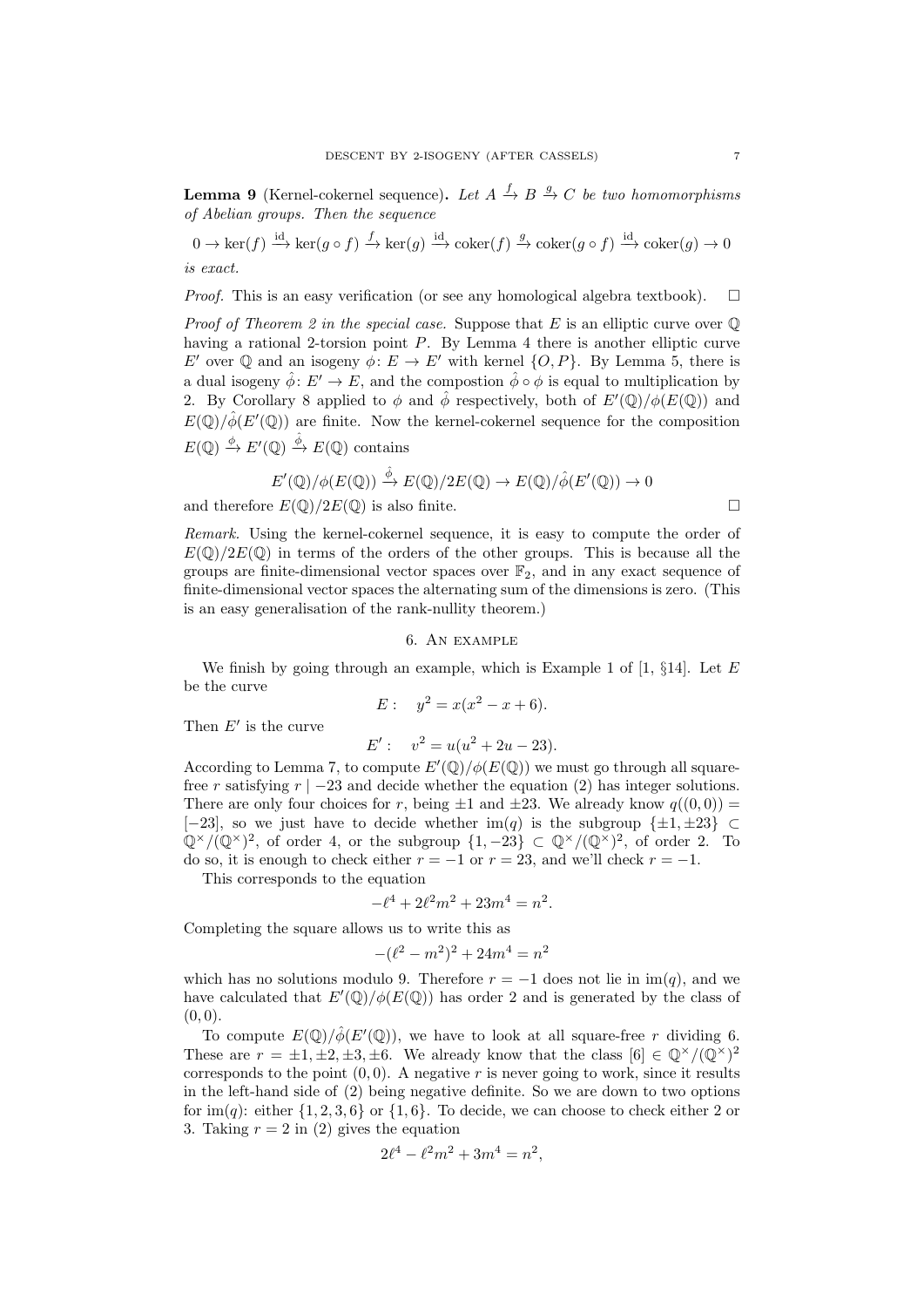**Lemma 9** (Kernel-cokernel sequence)**.** *Let $A \xrightarrow{f} B \xrightarrow{g} C$ be two homomorphisms of Abelian groups. Then the sequence*

$$0 \to \ker(f) \xrightarrow{\text{id}} \ker(g \circ f) \xrightarrow{f} \ker(g) \xrightarrow{\text{id}} \operatorname{coker}(f) \xrightarrow{g} \operatorname{coker}(g \circ f) \xrightarrow{\text{id}} \operatorname{coker}(g) \to 0$$

*is exact.*

*Proof.* This is an easy verification (or see any homological algebra textbook). □

*Proof of Theorem 2 in the special case.* Suppose that $E$ is an elliptic curve over $\mathbb{Q}$ having a rational 2-torsion point $P$. By Lemma 4 there is another elliptic curve $E'$ over $\mathbb{Q}$ and an isogeny $\phi \colon E \to E'$ with kernel $\{O, P\}$. By Lemma 5, there is a dual isogeny $\hat{\phi} \colon E' \to E$, and the compostion $\hat{\phi} \circ \phi$ is equal to multiplication by 2. By Corollary 8 applied to $\phi$ and $\hat{\phi}$ respectively, both of $E'(\mathbb{Q})/\phi(E(\mathbb{Q}))$ and $E(\mathbb{Q})/\hat{\phi}(E'(\mathbb{Q}))$ are finite. Now the kernel-cokernel sequence for the composition $E(\mathbb{Q}) \xrightarrow{\phi} E'(\mathbb{Q}) \xrightarrow{\hat{\phi}} E(\mathbb{Q})$ contains

$$E'(\mathbb{Q})/\phi(E(\mathbb{Q})) \xrightarrow{\hat{\phi}} E(\mathbb{Q})/2E(\mathbb{Q}) \to E(\mathbb{Q})/\hat{\phi}(E'(\mathbb{Q})) \to 0$$

and therefore $E(\mathbb{Q})/2E(\mathbb{Q})$ is also finite. □

*Remark.* Using the kernel-cokernel sequence, it is easy to compute the order of $E(\mathbb{Q})/2E(\mathbb{Q})$ in terms of the orders of the other groups. This is because all the groups are finite-dimensional vector spaces over $\mathbb{F}_2$, and in any exact sequence of finite-dimensional vector spaces the alternating sum of the dimensions is zero. (This is an easy generalisation of the rank-nullity theorem.)

## 6. An example

We finish by going through an example, which is Example 1 of [1, §14]. Let $E$ be the curve

$$E : \quad y^2 = x(x^2 - x + 6).$$

Then $E'$ is the curve

$$E' : \quad v^2 = u(u^2 + 2u - 23).$$

According to Lemma 7, to compute $E'(\mathbb{Q})/\phi(E(\mathbb{Q}))$ we must go through all square-free $r$ satisfying $r \mid -23$ and decide whether the equation (2) has integer solutions. There are only four choices for $r$, being $\pm 1$ and $\pm 23$. We already know $q((0,0)) = [-23]$, so we just have to decide whether $\operatorname{im}(q)$ is the subgroup $\{\pm 1, \pm 23\} \subset \mathbb{Q}^\times/(\mathbb{Q}^\times)^2$, of order 4, or the subgroup $\{1, -23\} \subset \mathbb{Q}^\times/(\mathbb{Q}^\times)^2$, of order 2. To do so, it is enough to check either $r = -1$ or $r = 23$, and we'll check $r = -1$.

This corresponds to the equation

$$-\ell^4 + 2\ell^2 m^2 + 23m^4 = n^2.$$

Completing the square allows us to write this as

$$-(\ell^2 - m^2)^2 + 24m^4 = n^2$$

which has no solutions modulo 9. Therefore $r = -1$ does not lie in $\operatorname{im}(q)$, and we have calculated that $E'(\mathbb{Q})/\phi(E(\mathbb{Q}))$ has order 2 and is generated by the class of $(0, 0)$.

To compute $E(\mathbb{Q})/\hat{\phi}(E'(\mathbb{Q}))$, we have to look at all square-free $r$ dividing 6. These are $r = \pm 1, \pm 2, \pm 3, \pm 6$. We already know that the class $[6] \in \mathbb{Q}^\times/(\mathbb{Q}^\times)^2$ corresponds to the point $(0, 0)$. A negative $r$ is never going to work, since it results in the left-hand side of (2) being negative definite. So we are down to two options for $\operatorname{im}(q)$: either $\{1, 2, 3, 6\}$ or $\{1, 6\}$. To decide, we can choose to check either 2 or 3. Taking $r = 2$ in (2) gives the equation

$$2\ell^4 - \ell^2 m^2 + 3m^4 = n^2,$$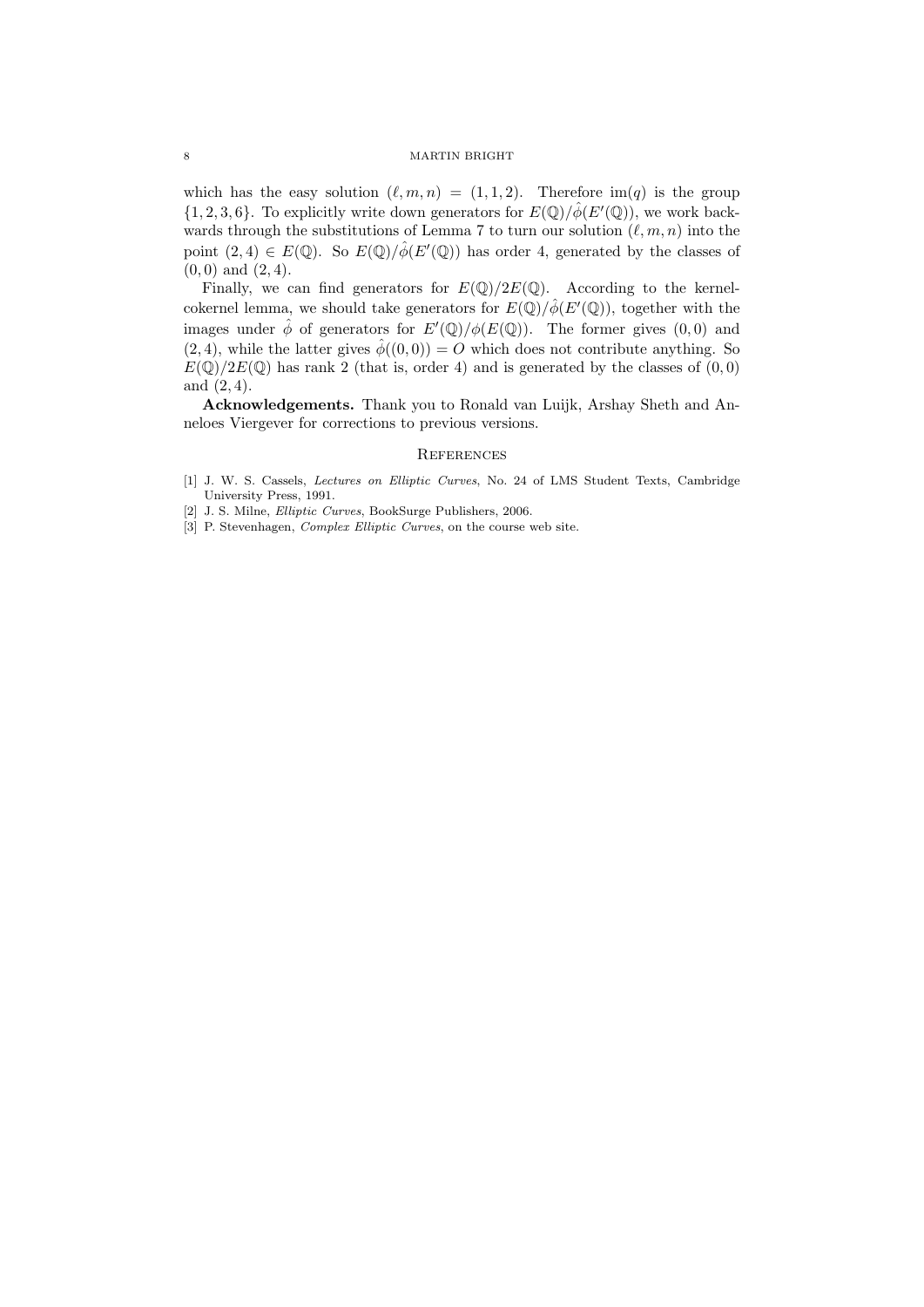which has the easy solution $(\ell, m, n) = (1, 1, 2)$. Therefore $\mathrm{im}(q)$ is the group $\{1, 2, 3, 6\}$. To explicitly write down generators for $E(\mathbb{Q})/\hat{\phi}(E'(\mathbb{Q}))$, we work backwards through the substitutions of Lemma 7 to turn our solution $(\ell, m, n)$ into the point $(2, 4) \in E(\mathbb{Q})$. So $E(\mathbb{Q})/\hat{\phi}(E'(\mathbb{Q}))$ has order 4, generated by the classes of $(0, 0)$ and $(2, 4)$.

Finally, we can find generators for $E(\mathbb{Q})/2E(\mathbb{Q})$. According to the kernel-cokernel lemma, we should take generators for $E(\mathbb{Q})/\hat{\phi}(E'(\mathbb{Q}))$, together with the images under $\hat{\phi}$ of generators for $E'(\mathbb{Q})/\phi(E(\mathbb{Q}))$. The former gives $(0, 0)$ and $(2, 4)$, while the latter gives $\hat{\phi}((0, 0)) = O$ which does not contribute anything. So $E(\mathbb{Q})/2E(\mathbb{Q})$ has rank 2 (that is, order 4) and is generated by the classes of $(0, 0)$ and $(2, 4)$.

**Acknowledgements.** Thank you to Ronald van Luijk, Arshay Sheth and Anneloes Viergever for corrections to previous versions.

## References

[1] J. W. S. Cassels, *Lectures on Elliptic Curves*, No. 24 of LMS Student Texts, Cambridge University Press, 1991.

[2] J. S. Milne, *Elliptic Curves*, BookSurge Publishers, 2006.

[3] P. Stevenhagen, *Complex Elliptic Curves*, on the course web site.